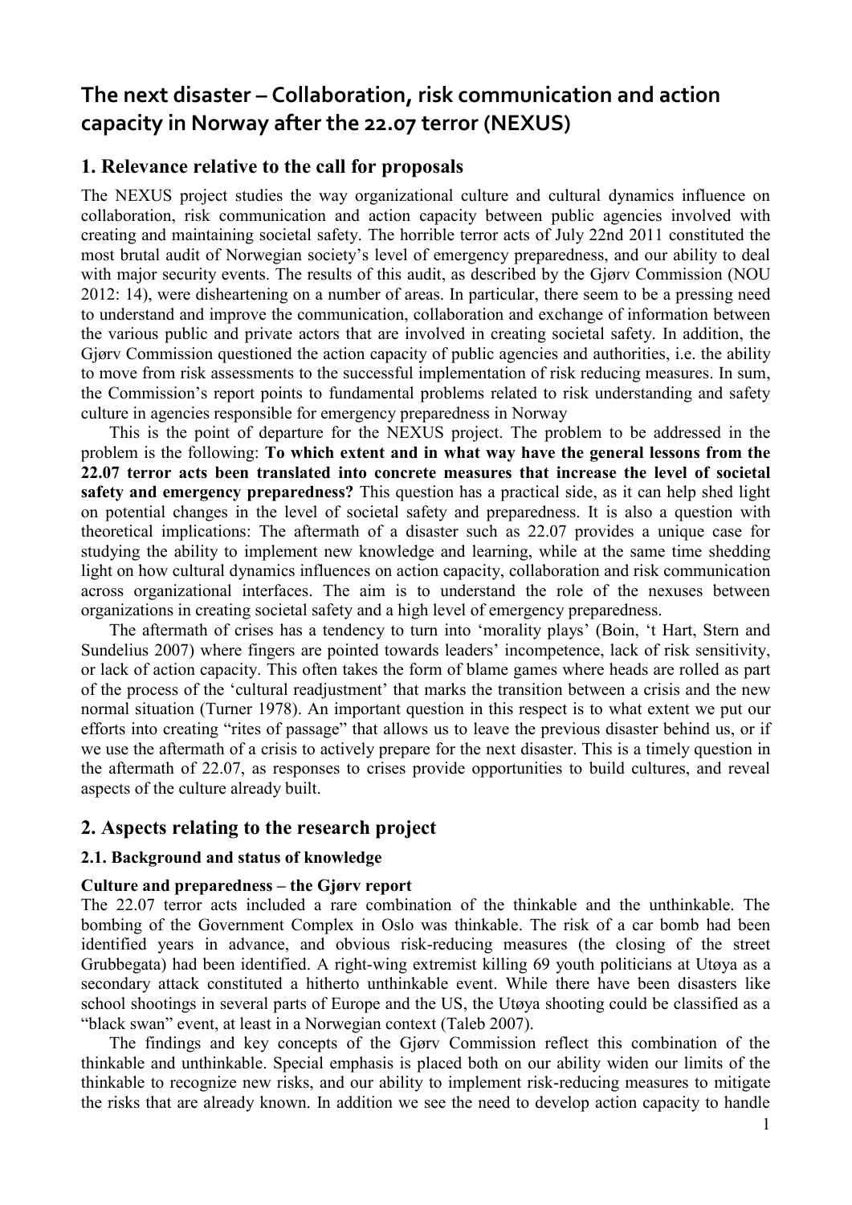# The next disaster – Collaboration, risk communication and action capacity in Norway after the 22.07 terror (NEXUS)

## 1. Relevance relative to the call for proposals

The NEXUS project studies the way organizational culture and cultural dynamics influence on collaboration, risk communication and action capacity between public agencies involved with creating and maintaining societal safety. The horrible terror acts of July 22nd 2011 constituted the most brutal audit of Norwegian society's level of emergency preparedness, and our ability to deal with major security events. The results of this audit, as described by the Gjørv Commission (NOU 2012: 14), were disheartening on a number of areas. In particular, there seem to be a pressing need to understand and improve the communication, collaboration and exchange of information between the various public and private actors that are involved in creating societal safety. In addition, the Gjørv Commission questioned the action capacity of public agencies and authorities, i.e. the ability to move from risk assessments to the successful implementation of risk reducing measures. In sum, the Commission's report points to fundamental problems related to risk understanding and safety culture in agencies responsible for emergency preparedness in Norway

This is the point of departure for the NEXUS project. The problem to be addressed in the problem is the following: **To which extent and in what way have the general lessons from the 22.07 terror acts been translated into concrete measures that increase the level of societal safety and emergency preparedness?** This question has a practical side, as it can help shed light on potential changes in the level of societal safety and preparedness. It is also a question with theoretical implications: The aftermath of a disaster such as 22.07 provides a unique case for studying the ability to implement new knowledge and learning, while at the same time shedding light on how cultural dynamics influences on action capacity, collaboration and risk communication across organizational interfaces. The aim is to understand the role of the nexuses between organizations in creating societal safety and a high level of emergency preparedness.

The aftermath of crises has a tendency to turn into 'morality plays' (Boin, 't Hart, Stern and Sundelius 2007) where fingers are pointed towards leaders' incompetence, lack of risk sensitivity, or lack of action capacity. This often takes the form of blame games where heads are rolled as part of the process of the 'cultural readjustment' that marks the transition between a crisis and the new normal situation (Turner 1978). An important question in this respect is to what extent we put our efforts into creating "rites of passage" that allows us to leave the previous disaster behind us, or if we use the aftermath of a crisis to actively prepare for the next disaster. This is a timely question in the aftermath of 22.07, as responses to crises provide opportunities to build cultures, and reveal aspects of the culture already built.

## 2. Aspects relating to the research project

### 2.1. Background and status of knowledge

**Culture and preparedness – the Gjørv report**

The 22.07 terror acts included a rare combination of the thinkable and the unthinkable. The bombing of the Government Complex in Oslo was thinkable. The risk of a car bomb had been identified years in advance, and obvious risk-reducing measures (the closing of the street Grubbegata) had been identified. A right-wing extremist killing 69 youth politicians at Utøya as a secondary attack constituted a hitherto unthinkable event. While there have been disasters like school shootings in several parts of Europe and the US, the Utøya shooting could be classified as a "black swan" event, at least in a Norwegian context (Taleb 2007).

The findings and key concepts of the Gjørv Commission reflect this combination of the thinkable and unthinkable. Special emphasis is placed both on our ability widen our limits of the thinkable to recognize new risks, and our ability to implement risk-reducing measures to mitigate the risks that are already known. In addition we see the need to develop action capacity to handle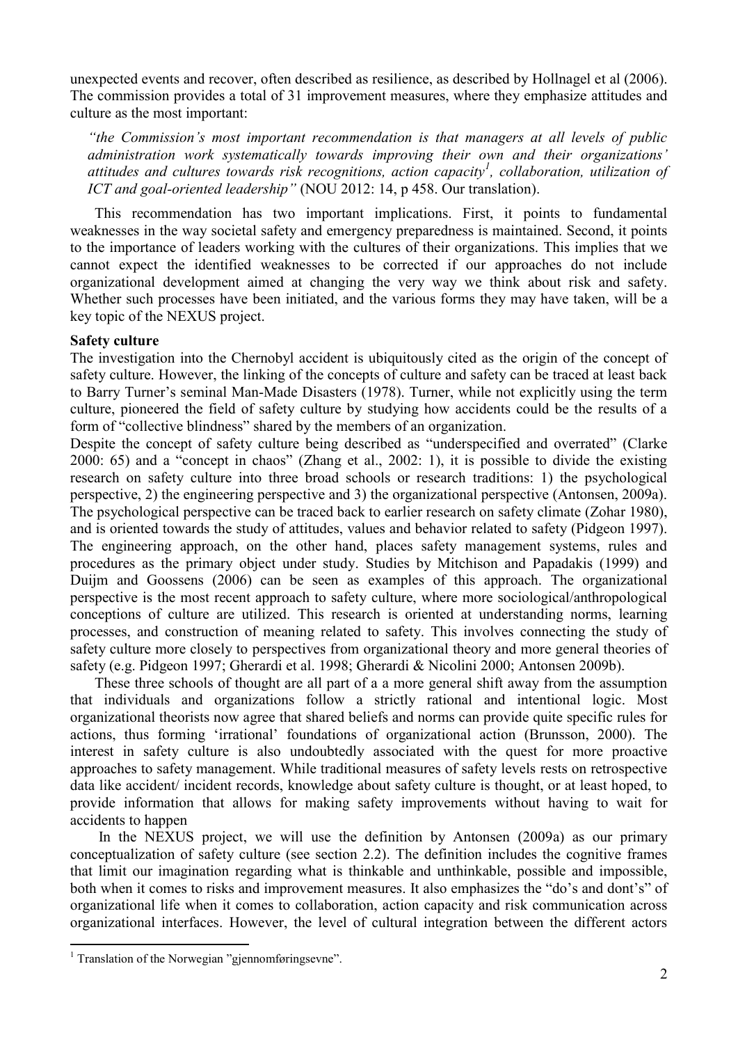unexpected events and recover, often described as resilience, as described by Hollnagel et al (2006). The commission provides a total of 31 improvement measures, where they emphasize attitudes and culture as the most important:

> *"the Commission's most important recommendation is that managers at all levels of public administration work systematically towards improving their own and their organizations' attitudes and cultures towards risk recognitions, action capacity[1], collaboration, utilization of ICT and goal-oriented leadership"* (NOU 2012: 14, p 458. Our translation).

This recommendation has two important implications. First, it points to fundamental weaknesses in the way societal safety and emergency preparedness is maintained. Second, it points to the importance of leaders working with the cultures of their organizations. This implies that we cannot expect the identified weaknesses to be corrected if our approaches do not include organizational development aimed at changing the very way we think about risk and safety. Whether such processes have been initiated, and the various forms they may have taken, will be a key topic of the NEXUS project.

**Safety culture**

The investigation into the Chernobyl accident is ubiquitously cited as the origin of the concept of safety culture. However, the linking of the concepts of culture and safety can be traced at least back to Barry Turner's seminal Man-Made Disasters (1978). Turner, while not explicitly using the term culture, pioneered the field of safety culture by studying how accidents could be the results of a form of "collective blindness" shared by the members of an organization.

Despite the concept of safety culture being described as "underspecified and overrated" (Clarke 2000: 65) and a "concept in chaos" (Zhang et al., 2002: 1), it is possible to divide the existing research on safety culture into three broad schools or research traditions: 1) the psychological perspective, 2) the engineering perspective and 3) the organizational perspective (Antonsen, 2009a). The psychological perspective can be traced back to earlier research on safety climate (Zohar 1980), and is oriented towards the study of attitudes, values and behavior related to safety (Pidgeon 1997). The engineering approach, on the other hand, places safety management systems, rules and procedures as the primary object under study. Studies by Mitchison and Papadakis (1999) and Duijm and Goossens (2006) can be seen as examples of this approach. The organizational perspective is the most recent approach to safety culture, where more sociological/anthropological conceptions of culture are utilized. This research is oriented at understanding norms, learning processes, and construction of meaning related to safety. This involves connecting the study of safety culture more closely to perspectives from organizational theory and more general theories of safety (e.g. Pidgeon 1997; Gherardi et al. 1998; Gherardi & Nicolini 2000; Antonsen 2009b).

These three schools of thought are all part of a a more general shift away from the assumption that individuals and organizations follow a strictly rational and intentional logic. Most organizational theorists now agree that shared beliefs and norms can provide quite specific rules for actions, thus forming 'irrational' foundations of organizational action (Brunsson, 2000). The interest in safety culture is also undoubtedly associated with the quest for more proactive approaches to safety management. While traditional measures of safety levels rests on retrospective data like accident/ incident records, knowledge about safety culture is thought, or at least hoped, to provide information that allows for making safety improvements without having to wait for accidents to happen

In the NEXUS project, we will use the definition by Antonsen (2009a) as our primary conceptualization of safety culture (see section 2.2). The definition includes the cognitive frames that limit our imagination regarding what is thinkable and unthinkable, possible and impossible, both when it comes to risks and improvement measures. It also emphasizes the "do's and dont's" of organizational life when it comes to collaboration, action capacity and risk communication across organizational interfaces. However, the level of cultural integration between the different actors

[1] Translation of the Norwegian "gjennomføringsevne".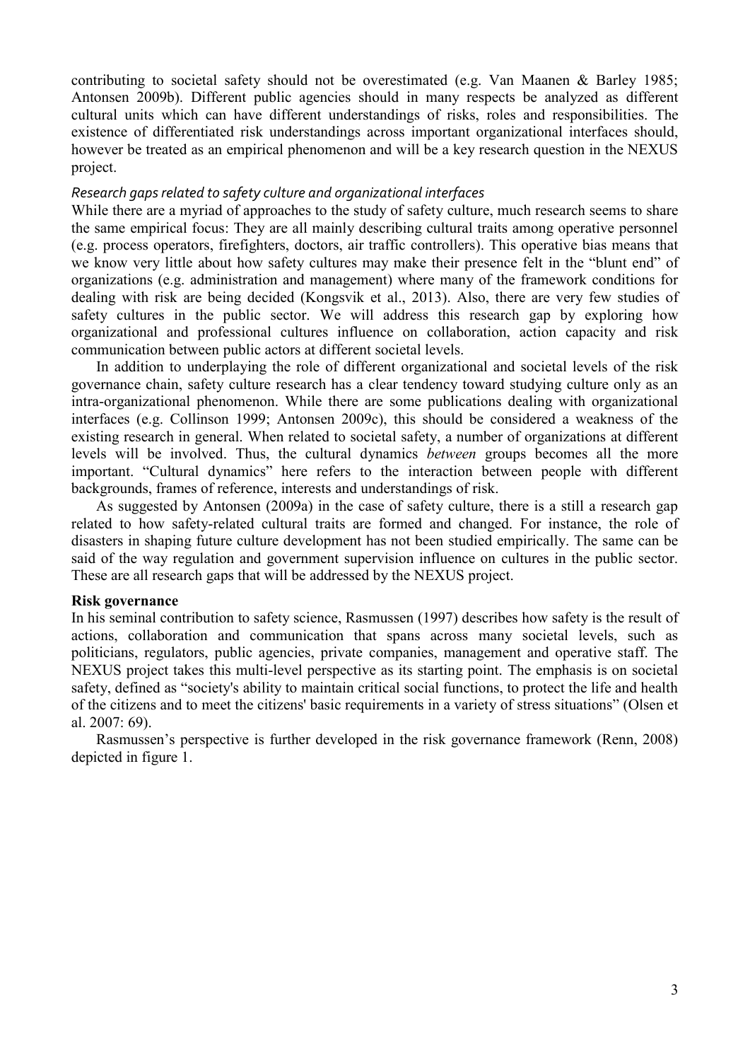contributing to societal safety should not be overestimated (e.g. Van Maanen & Barley 1985; Antonsen 2009b). Different public agencies should in many respects be analyzed as different cultural units which can have different understandings of risks, roles and responsibilities. The existence of differentiated risk understandings across important organizational interfaces should, however be treated as an empirical phenomenon and will be a key research question in the NEXUS project.

### *Research gaps related to safety culture and organizational interfaces*

While there are a myriad of approaches to the study of safety culture, much research seems to share the same empirical focus: They are all mainly describing cultural traits among operative personnel (e.g. process operators, firefighters, doctors, air traffic controllers). This operative bias means that we know very little about how safety cultures may make their presence felt in the "blunt end" of organizations (e.g. administration and management) where many of the framework conditions for dealing with risk are being decided (Kongsvik et al., 2013). Also, there are very few studies of safety cultures in the public sector. We will address this research gap by exploring how organizational and professional cultures influence on collaboration, action capacity and risk communication between public actors at different societal levels.

In addition to underplaying the role of different organizational and societal levels of the risk governance chain, safety culture research has a clear tendency toward studying culture only as an intra-organizational phenomenon. While there are some publications dealing with organizational interfaces (e.g. Collinson 1999; Antonsen 2009c), this should be considered a weakness of the existing research in general. When related to societal safety, a number of organizations at different levels will be involved. Thus, the cultural dynamics *between* groups becomes all the more important. "Cultural dynamics" here refers to the interaction between people with different backgrounds, frames of reference, interests and understandings of risk.

As suggested by Antonsen (2009a) in the case of safety culture, there is a still a research gap related to how safety-related cultural traits are formed and changed. For instance, the role of disasters in shaping future culture development has not been studied empirically. The same can be said of the way regulation and government supervision influence on cultures in the public sector. These are all research gaps that will be addressed by the NEXUS project.

## **Risk governance**

In his seminal contribution to safety science, Rasmussen (1997) describes how safety is the result of actions, collaboration and communication that spans across many societal levels, such as politicians, regulators, public agencies, private companies, management and operative staff. The NEXUS project takes this multi-level perspective as its starting point. The emphasis is on societal safety, defined as "society's ability to maintain critical social functions, to protect the life and health of the citizens and to meet the citizens' basic requirements in a variety of stress situations" (Olsen et al. 2007: 69).

Rasmussen's perspective is further developed in the risk governance framework (Renn, 2008) depicted in figure 1.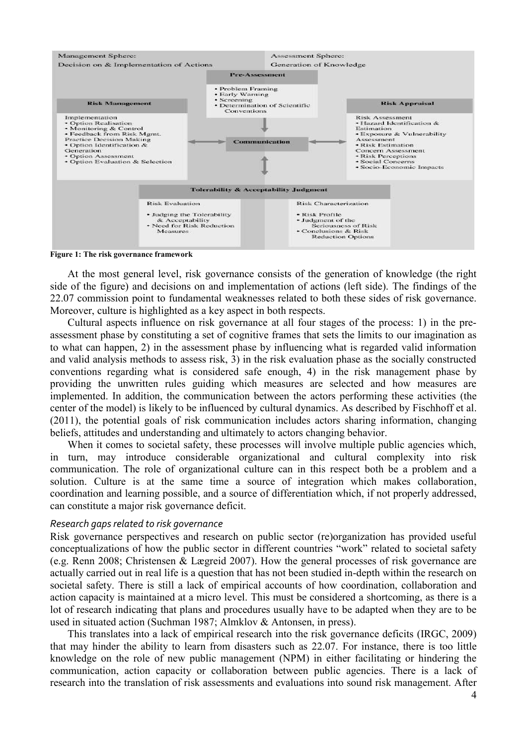Management Sphere:
Decision on & Implementation of Actions

Assessment Sphere:
Generation of Knowledge

**Pre-Assessment**

- Problem Framing
- Early Warning
- Screening
- Determination of Scientific Conventions

**Risk Management**

Implementation
- Option Realisation
- Monitoring & Control
- Feedback from Risk Mgmt. Practice

Decision Making
- Option Identification & Generation
- Option Assessment
- Option Evaluation & Selection

**Communication**

**Risk Appraisal**

Risk Assessment
- Hazard Identification & Estimation
- Exposure & Vulnerability Assessment
- Risk Estimation

Concern Assessment
- Risk Perceptions
- Social Concerns
- Socio-Economic Impacts

**Tolerability & Acceptability Judgment**

Risk Evaluation
- Judging the Tolerability & Acceptability
- Need for Risk Reduction Measures

Risk Characterization
- Risk Profile
- Judgment of the Seriousness of Risk
- Conclusions & Risk Reduction Options

**Figure 1: The risk governance framework**

At the most general level, risk governance consists of the generation of knowledge (the right side of the figure) and decisions on and implementation of actions (left side). The findings of the 22.07 commission point to fundamental weaknesses related to both these sides of risk governance. Moreover, culture is highlighted as a key aspect in both respects.

Cultural aspects influence on risk governance at all four stages of the process: 1) in the pre-assessment phase by constituting a set of cognitive frames that sets the limits to our imagination as to what can happen, 2) in the assessment phase by influencing what is regarded valid information and valid analysis methods to assess risk, 3) in the risk evaluation phase as the socially constructed conventions regarding what is considered safe enough, 4) in the risk management phase by providing the unwritten rules guiding which measures are selected and how measures are implemented. In addition, the communication between the actors performing these activities (the center of the model) is likely to be influenced by cultural dynamics. As described by Fischhoff et al. (2011), the potential goals of risk communication includes actors sharing information, changing beliefs, attitudes and understanding and ultimately to actors changing behavior.

When it comes to societal safety, these processes will involve multiple public agencies which, in turn, may introduce considerable organizational and cultural complexity into risk communication. The role of organizational culture can in this respect both be a problem and a solution. Culture is at the same time a source of integration which makes collaboration, coordination and learning possible, and a source of differentiation which, if not properly addressed, can constitute a major risk governance deficit.

### *Research gaps related to risk governance*

Risk governance perspectives and research on public sector (re)organization has provided useful conceptualizations of how the public sector in different countries "work" related to societal safety (e.g. Renn 2008; Christensen & Lægreid 2007). How the general processes of risk governance are actually carried out in real life is a question that has not been studied in-depth within the research on societal safety. There is still a lack of empirical accounts of how coordination, collaboration and action capacity is maintained at a micro level. This must be considered a shortcoming, as there is a lot of research indicating that plans and procedures usually have to be adapted when they are to be used in situated action (Suchman 1987; Almklov & Antonsen, in press).

This translates into a lack of empirical research into the risk governance deficits (IRGC, 2009) that may hinder the ability to learn from disasters such as 22.07. For instance, there is too little knowledge on the role of new public management (NPM) in either facilitating or hindering the communication, action capacity or collaboration between public agencies. There is a lack of research into the translation of risk assessments and evaluations into sound risk management. After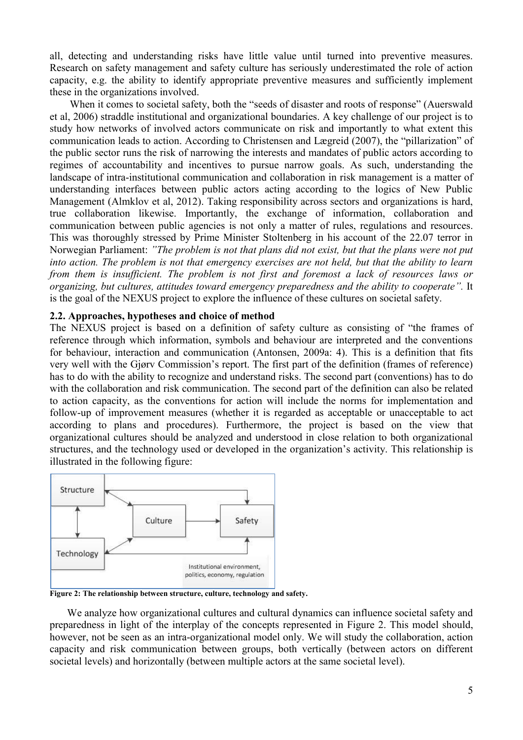all, detecting and understanding risks have little value until turned into preventive measures. Research on safety management and safety culture has seriously underestimated the role of action capacity, e.g. the ability to identify appropriate preventive measures and sufficiently implement these in the organizations involved.

When it comes to societal safety, both the "seeds of disaster and roots of response" (Auerswald et al, 2006) straddle institutional and organizational boundaries. A key challenge of our project is to study how networks of involved actors communicate on risk and importantly to what extent this communication leads to action. According to Christensen and Lægreid (2007), the "pillarization" of the public sector runs the risk of narrowing the interests and mandates of public actors according to regimes of accountability and incentives to pursue narrow goals. As such, understanding the landscape of intra-institutional communication and collaboration in risk management is a matter of understanding interfaces between public actors acting according to the logics of New Public Management (Almklov et al, 2012). Taking responsibility across sectors and organizations is hard, true collaboration likewise. Importantly, the exchange of information, collaboration and communication between public agencies is not only a matter of rules, regulations and resources. This was thoroughly stressed by Prime Minister Stoltenberg in his account of the 22.07 terror in Norwegian Parliament: *"The problem is not that plans did not exist, but that the plans were not put into action. The problem is not that emergency exercises are not held, but that the ability to learn from them is insufficient. The problem is not first and foremost a lack of resources laws or organizing, but cultures, attitudes toward emergency preparedness and the ability to cooperate".* It is the goal of the NEXUS project to explore the influence of these cultures on societal safety.

### 2.2. Approaches, hypotheses and choice of method

The NEXUS project is based on a definition of safety culture as consisting of "the frames of reference through which information, symbols and behaviour are interpreted and the conventions for behaviour, interaction and communication (Antonsen, 2009a: 4). This is a definition that fits very well with the Gjørv Commission's report. The first part of the definition (frames of reference) has to do with the ability to recognize and understand risks. The second part (conventions) has to do with the collaboration and risk communication. The second part of the definition can also be related to action capacity, as the conventions for action will include the norms for implementation and follow-up of improvement measures (whether it is regarded as acceptable or unacceptable to act according to plans and procedures). Furthermore, the project is based on the view that organizational cultures should be analyzed and understood in close relation to both organizational structures, and the technology used or developed in the organization's activity. This relationship is illustrated in the following figure:

**Figure 2: The relationship between structure, culture, technology and safety.**

We analyze how organizational cultures and cultural dynamics can influence societal safety and preparedness in light of the interplay of the concepts represented in Figure 2. This model should, however, not be seen as an intra-organizational model only. We will study the collaboration, action capacity and risk communication between groups, both vertically (between actors on different societal levels) and horizontally (between multiple actors at the same societal level).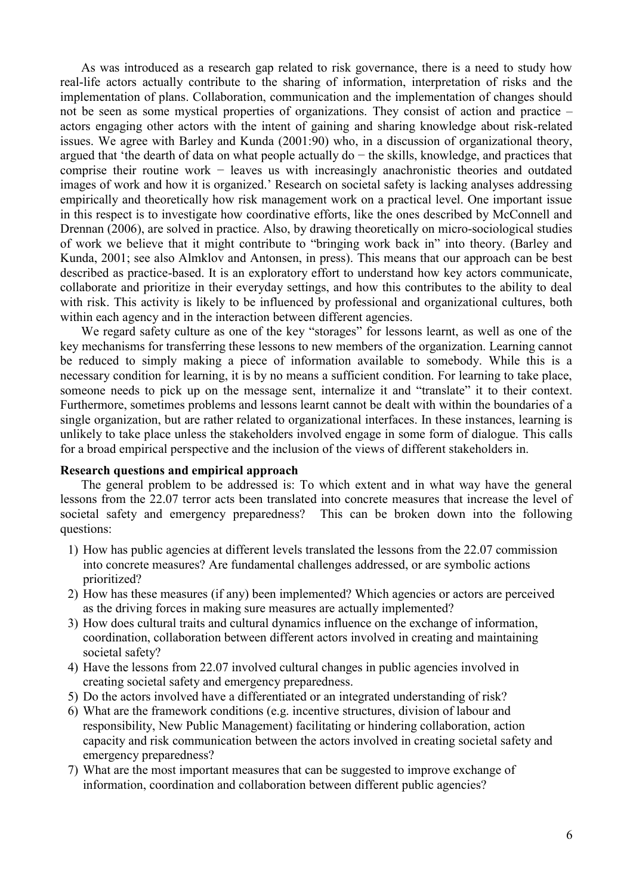As was introduced as a research gap related to risk governance, there is a need to study how real-life actors actually contribute to the sharing of information, interpretation of risks and the implementation of plans. Collaboration, communication and the implementation of changes should not be seen as some mystical properties of organizations. They consist of action and practice – actors engaging other actors with the intent of gaining and sharing knowledge about risk-related issues. We agree with Barley and Kunda (2001:90) who, in a discussion of organizational theory, argued that 'the dearth of data on what people actually do − the skills, knowledge, and practices that comprise their routine work − leaves us with increasingly anachronistic theories and outdated images of work and how it is organized.' Research on societal safety is lacking analyses addressing empirically and theoretically how risk management work on a practical level. One important issue in this respect is to investigate how coordinative efforts, like the ones described by McConnell and Drennan (2006), are solved in practice. Also, by drawing theoretically on micro-sociological studies of work we believe that it might contribute to "bringing work back in" into theory. (Barley and Kunda, 2001; see also Almklov and Antonsen, in press). This means that our approach can be best described as practice-based. It is an exploratory effort to understand how key actors communicate, collaborate and prioritize in their everyday settings, and how this contributes to the ability to deal with risk. This activity is likely to be influenced by professional and organizational cultures, both within each agency and in the interaction between different agencies.

We regard safety culture as one of the key "storages" for lessons learnt, as well as one of the key mechanisms for transferring these lessons to new members of the organization. Learning cannot be reduced to simply making a piece of information available to somebody. While this is a necessary condition for learning, it is by no means a sufficient condition. For learning to take place, someone needs to pick up on the message sent, internalize it and "translate" it to their context. Furthermore, sometimes problems and lessons learnt cannot be dealt with within the boundaries of a single organization, but are rather related to organizational interfaces. In these instances, learning is unlikely to take place unless the stakeholders involved engage in some form of dialogue. This calls for a broad empirical perspective and the inclusion of the views of different stakeholders in.

**Research questions and empirical approach**

The general problem to be addressed is: To which extent and in what way have the general lessons from the 22.07 terror acts been translated into concrete measures that increase the level of societal safety and emergency preparedness? This can be broken down into the following questions:

1) How has public agencies at different levels translated the lessons from the 22.07 commission into concrete measures? Are fundamental challenges addressed, or are symbolic actions prioritized?
2) How has these measures (if any) been implemented? Which agencies or actors are perceived as the driving forces in making sure measures are actually implemented?
3) How does cultural traits and cultural dynamics influence on the exchange of information, coordination, collaboration between different actors involved in creating and maintaining societal safety?
4) Have the lessons from 22.07 involved cultural changes in public agencies involved in creating societal safety and emergency preparedness.
5) Do the actors involved have a differentiated or an integrated understanding of risk?
6) What are the framework conditions (e.g. incentive structures, division of labour and responsibility, New Public Management) facilitating or hindering collaboration, action capacity and risk communication between the actors involved in creating societal safety and emergency preparedness?
7) What are the most important measures that can be suggested to improve exchange of information, coordination and collaboration between different public agencies?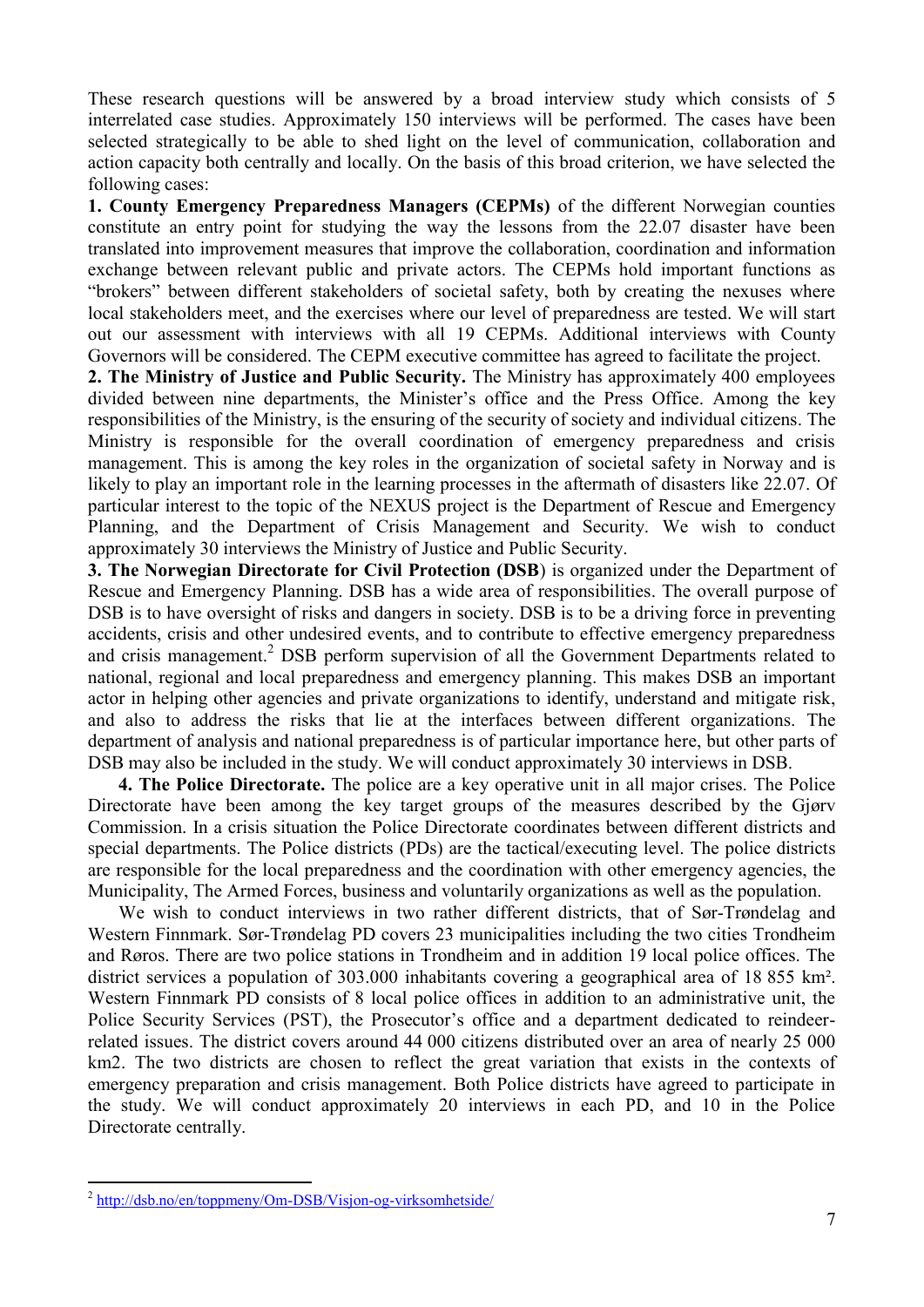These research questions will be answered by a broad interview study which consists of 5 interrelated case studies. Approximately 150 interviews will be performed. The cases have been selected strategically to be able to shed light on the level of communication, collaboration and action capacity both centrally and locally. On the basis of this broad criterion, we have selected the following cases:

**1. County Emergency Preparedness Managers (CEPMs)** of the different Norwegian counties constitute an entry point for studying the way the lessons from the 22.07 disaster have been translated into improvement measures that improve the collaboration, coordination and information exchange between relevant public and private actors. The CEPMs hold important functions as "brokers" between different stakeholders of societal safety, both by creating the nexuses where local stakeholders meet, and the exercises where our level of preparedness are tested. We will start out our assessment with interviews with all 19 CEPMs. Additional interviews with County Governors will be considered. The CEPM executive committee has agreed to facilitate the project.

**2. The Ministry of Justice and Public Security.** The Ministry has approximately 400 employees divided between nine departments, the Minister's office and the Press Office. Among the key responsibilities of the Ministry, is the ensuring of the security of society and individual citizens. The Ministry is responsible for the overall coordination of emergency preparedness and crisis management. This is among the key roles in the organization of societal safety in Norway and is likely to play an important role in the learning processes in the aftermath of disasters like 22.07. Of particular interest to the topic of the NEXUS project is the Department of Rescue and Emergency Planning, and the Department of Crisis Management and Security. We wish to conduct approximately 30 interviews the Ministry of Justice and Public Security.

**3. The Norwegian Directorate for Civil Protection (DSB**) is organized under the Department of Rescue and Emergency Planning. DSB has a wide area of responsibilities. The overall purpose of DSB is to have oversight of risks and dangers in society. DSB is to be a driving force in preventing accidents, crisis and other undesired events, and to contribute to effective emergency preparedness and crisis management.[2] DSB perform supervision of all the Government Departments related to national, regional and local preparedness and emergency planning. This makes DSB an important actor in helping other agencies and private organizations to identify, understand and mitigate risk, and also to address the risks that lie at the interfaces between different organizations. The department of analysis and national preparedness is of particular importance here, but other parts of DSB may also be included in the study. We will conduct approximately 30 interviews in DSB.

**4. The Police Directorate.** The police are a key operative unit in all major crises. The Police Directorate have been among the key target groups of the measures described by the Gjørv Commission. In a crisis situation the Police Directorate coordinates between different districts and special departments. The Police districts (PDs) are the tactical/executing level. The police districts are responsible for the local preparedness and the coordination with other emergency agencies, the Municipality, The Armed Forces, business and voluntarily organizations as well as the population.

We wish to conduct interviews in two rather different districts, that of Sør-Trøndelag and Western Finnmark. Sør-Trøndelag PD covers 23 municipalities including the two cities Trondheim and Røros. There are two police stations in Trondheim and in addition 19 local police offices. The district services a population of 303.000 inhabitants covering a geographical area of 18 855 km². Western Finnmark PD consists of 8 local police offices in addition to an administrative unit, the Police Security Services (PST), the Prosecutor's office and a department dedicated to reindeer-related issues. The district covers around 44 000 citizens distributed over an area of nearly 25 000 km2. The two districts are chosen to reflect the great variation that exists in the contexts of emergency preparation and crisis management. Both Police districts have agreed to participate in the study. We will conduct approximately 20 interviews in each PD, and 10 in the Police Directorate centrally.

---

[2] http://dsb.no/en/toppmeny/Om-DSB/Visjon-og-virksomhetside/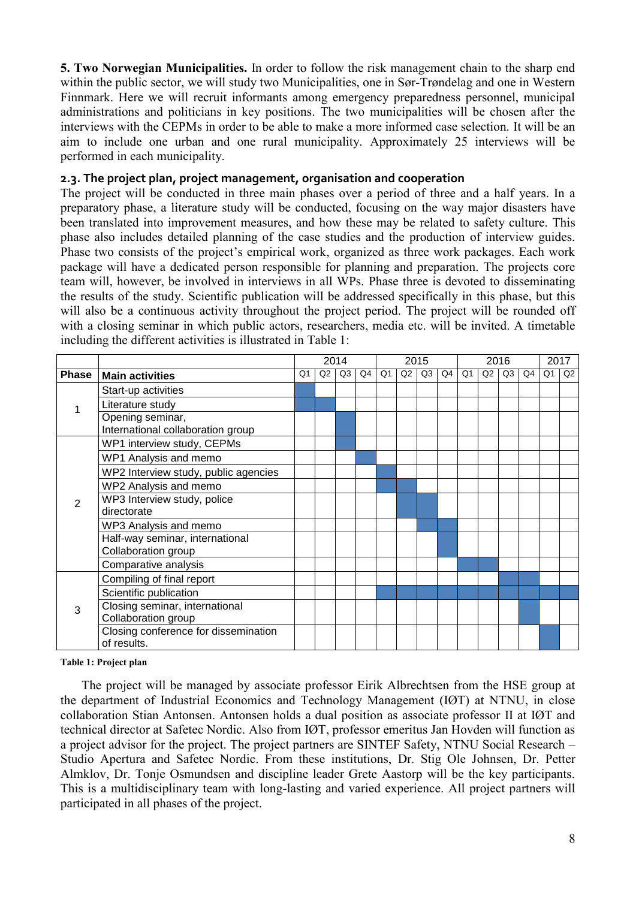**5. Two Norwegian Municipalities.** In order to follow the risk management chain to the sharp end within the public sector, we will study two Municipalities, one in Sør-Trøndelag and one in Western Finnmark. Here we will recruit informants among emergency preparedness personnel, municipal administrations and politicians in key positions. The two municipalities will be chosen after the interviews with the CEPMs in order to be able to make a more informed case selection. It will be an aim to include one urban and one rural municipality. Approximately 25 interviews will be performed in each municipality.

## 2.3. The project plan, project management, organisation and cooperation

The project will be conducted in three main phases over a period of three and a half years. In a preparatory phase, a literature study will be conducted, focusing on the way major disasters have been translated into improvement measures, and how these may be related to safety culture. This phase also includes detailed planning of the case studies and the production of interview guides. Phase two consists of the project's empirical work, organized as three work packages. Each work package will have a dedicated person responsible for planning and preparation. The projects core team will, however, be involved in interviews in all WPs. Phase three is devoted to disseminating the results of the study. Scientific publication will be addressed specifically in this phase, but this will also be a continuous activity throughout the project period. The project will be rounded off with a closing seminar in which public actors, researchers, media etc. will be invited. A timetable including the different activities is illustrated in Table 1:

| | | 2014 | | | | 2015 | | | | 2016 | | | | 2017 | |
|---|---|---|---|---|---|---|---|---|---|---|---|---|---|---|---|
| **Phase** | **Main activities** | Q1 | Q2 | Q3 | Q4 | Q1 | Q2 | Q3 | Q4 | Q1 | Q2 | Q3 | Q4 | Q1 | Q2 |
| 1 | Start-up activities | X | | | | | | | | | | | | | |
| | Literature study | X | X | | | | | | | | | | | | |
| | Opening seminar, International collaboration group | | | X | | | | | | | | | | | |
| 2 | WP1 interview study, CEPMs | | | X | | | | | | | | | | | |
| | WP1 Analysis and memo | | | | X | | | | | | | | | | |
| | WP2 Interview study, public agencies | | | | | X | | | | | | | | | |
| | WP2 Analysis and memo | | | | | X | X | | | | | | | | |
| | WP3 Interview study, police directorate | | | | | | X | X | | | | | | | |
| | WP3 Analysis and memo | | | | | | | X | X | | | | | | |
| | Half-way seminar, international Collaboration group | | | | | | | | X | | | | | | |
| | Comparative analysis | | | | | | | | | X | X | | | | |
| 3 | Compiling of final report | | | | | | | | | | | X | X | | |
| | Scientific publication | | | | | X | X | X | X | X | X | X | X | X | X |
| | Closing seminar, international Collaboration group | | | | | | | | | | | | X | | |
| | Closing conference for dissemination of results. | | | | | | | | | | | | | X | |

**Table 1: Project plan**

The project will be managed by associate professor Eirik Albrechtsen from the HSE group at the department of Industrial Economics and Technology Management (IØT) at NTNU, in close collaboration Stian Antonsen. Antonsen holds a dual position as associate professor II at IØT and technical director at Safetec Nordic. Also from IØT, professor emeritus Jan Hovden will function as a project advisor for the project. The project partners are SINTEF Safety, NTNU Social Research – Studio Apertura and Safetec Nordic. From these institutions, Dr. Stig Ole Johnsen, Dr. Petter Almklov, Dr. Tonje Osmundsen and discipline leader Grete Aastorp will be the key participants. This is a multidisciplinary team with long-lasting and varied experience. All project partners will participated in all phases of the project.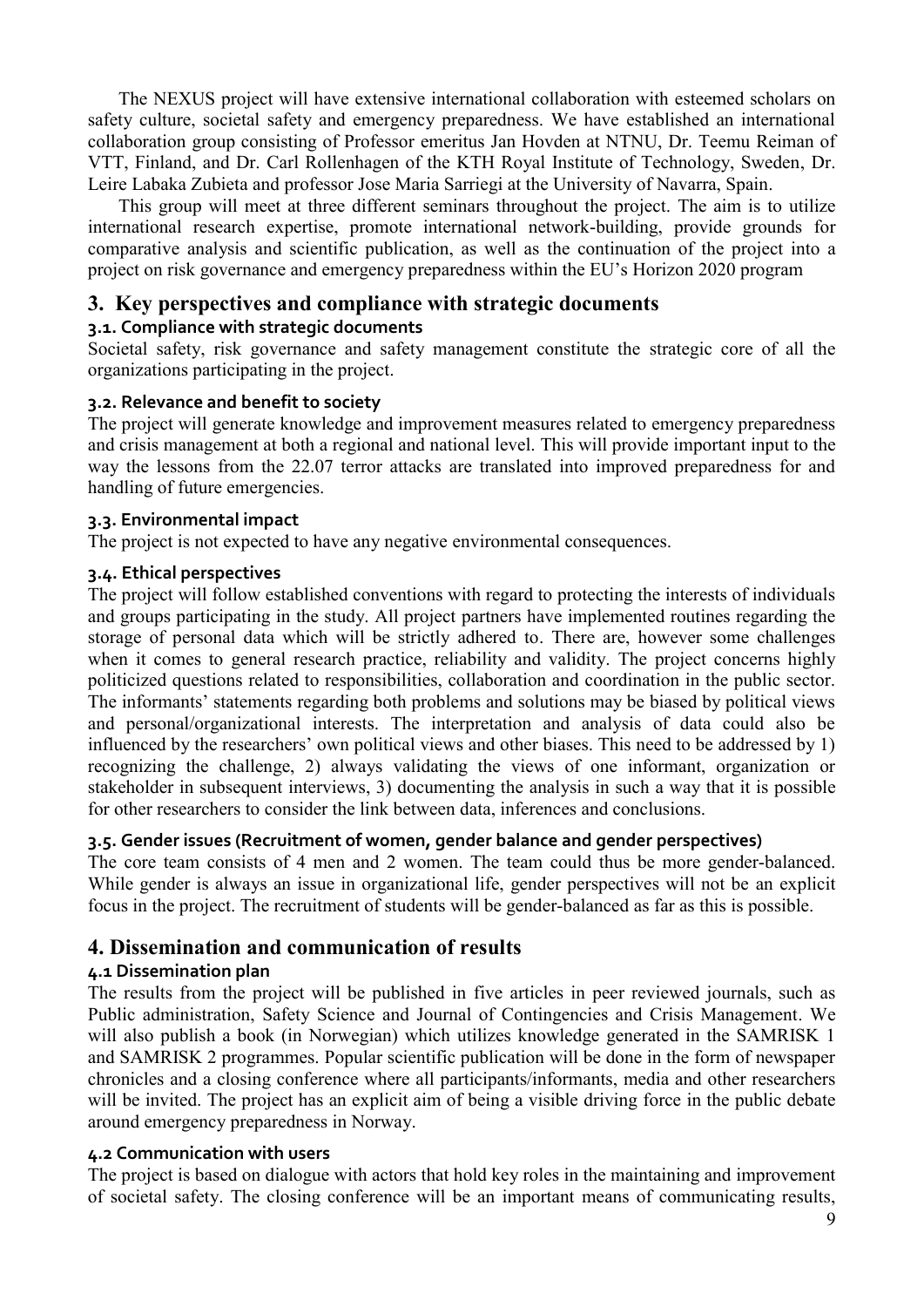The NEXUS project will have extensive international collaboration with esteemed scholars on safety culture, societal safety and emergency preparedness. We have established an international collaboration group consisting of Professor emeritus Jan Hovden at NTNU, Dr. Teemu Reiman of VTT, Finland, and Dr. Carl Rollenhagen of the KTH Royal Institute of Technology, Sweden, Dr. Leire Labaka Zubieta and professor Jose Maria Sarriegi at the University of Navarra, Spain.

This group will meet at three different seminars throughout the project. The aim is to utilize international research expertise, promote international network-building, provide grounds for comparative analysis and scientific publication, as well as the continuation of the project into a project on risk governance and emergency preparedness within the EU's Horizon 2020 program

## 3. Key perspectives and compliance with strategic documents

### 3.1. Compliance with strategic documents

Societal safety, risk governance and safety management constitute the strategic core of all the organizations participating in the project.

### 3.2. Relevance and benefit to society

The project will generate knowledge and improvement measures related to emergency preparedness and crisis management at both a regional and national level. This will provide important input to the way the lessons from the 22.07 terror attacks are translated into improved preparedness for and handling of future emergencies.

### 3.3. Environmental impact

The project is not expected to have any negative environmental consequences.

### 3.4. Ethical perspectives

The project will follow established conventions with regard to protecting the interests of individuals and groups participating in the study. All project partners have implemented routines regarding the storage of personal data which will be strictly adhered to. There are, however some challenges when it comes to general research practice, reliability and validity. The project concerns highly politicized questions related to responsibilities, collaboration and coordination in the public sector. The informants' statements regarding both problems and solutions may be biased by political views and personal/organizational interests. The interpretation and analysis of data could also be influenced by the researchers' own political views and other biases. This need to be addressed by 1) recognizing the challenge, 2) always validating the views of one informant, organization or stakeholder in subsequent interviews, 3) documenting the analysis in such a way that it is possible for other researchers to consider the link between data, inferences and conclusions.

### 3.5. Gender issues (Recruitment of women, gender balance and gender perspectives)

The core team consists of 4 men and 2 women. The team could thus be more gender-balanced. While gender is always an issue in organizational life, gender perspectives will not be an explicit focus in the project. The recruitment of students will be gender-balanced as far as this is possible.

## 4. Dissemination and communication of results

### 4.1 Dissemination plan

The results from the project will be published in five articles in peer reviewed journals, such as Public administration, Safety Science and Journal of Contingencies and Crisis Management. We will also publish a book (in Norwegian) which utilizes knowledge generated in the SAMRISK 1 and SAMRISK 2 programmes. Popular scientific publication will be done in the form of newspaper chronicles and a closing conference where all participants/informants, media and other researchers will be invited. The project has an explicit aim of being a visible driving force in the public debate around emergency preparedness in Norway.

### 4.2 Communication with users

The project is based on dialogue with actors that hold key roles in the maintaining and improvement of societal safety. The closing conference will be an important means of communicating results,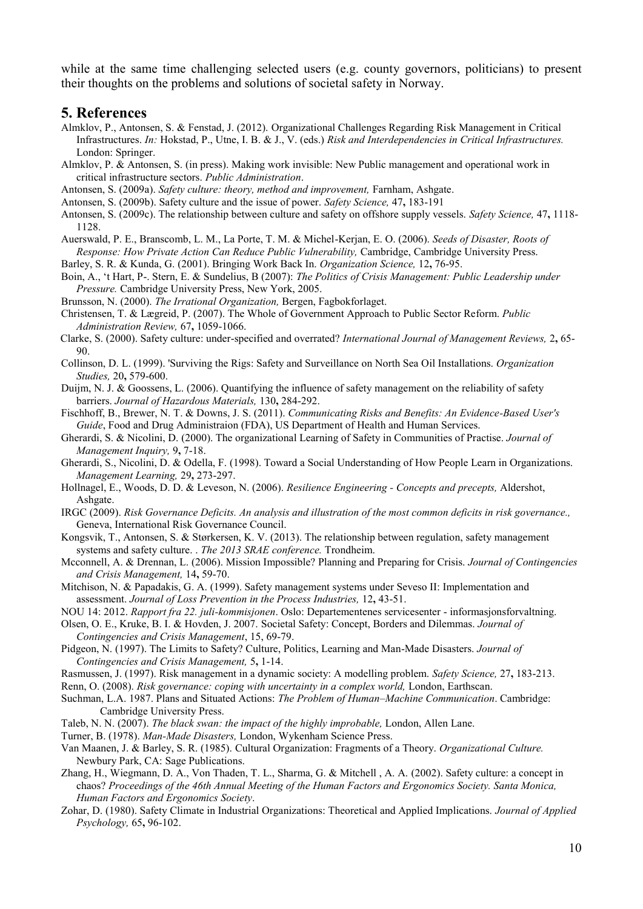while at the same time challenging selected users (e.g. county governors, politicians) to present their thoughts on the problems and solutions of societal safety in Norway.

## 5. References

Almklov, P., Antonsen, S. & Fenstad, J. (2012). Organizational Challenges Regarding Risk Management in Critical Infrastructures. *In:* Hokstad, P., Utne, I. B. & J., V. (eds.) *Risk and Interdependencies in Critical Infrastructures.* London: Springer.

Almklov, P. & Antonsen, S. (in press). Making work invisible: New Public management and operational work in critical infrastructure sectors. *Public Administration*.

Antonsen, S. (2009a). *Safety culture: theory, method and improvement,* Farnham, Ashgate.

Antonsen, S. (2009b). Safety culture and the issue of power. *Safety Science,* 47, 183-191

Antonsen, S. (2009c). The relationship between culture and safety on offshore supply vessels. *Safety Science,* 47, 1118-1128.

Auerswald, P. E., Branscomb, L. M., La Porte, T. M. & Michel-Kerjan, E. O. (2006). *Seeds of Disaster, Roots of Response: How Private Action Can Reduce Public Vulnerability,* Cambridge, Cambridge University Press.

Barley, S. R. & Kunda, G. (2001). Bringing Work Back In. *Organization Science,* 12**,** 76-95.

Boin, A., 't Hart, P-. Stern, E. & Sundelius, B (2007): *The Politics of Crisis Management: Public Leadership under Pressure.* Cambridge University Press, New York, 2005.

Brunsson, N. (2000). *The Irrational Organization,* Bergen, Fagbokforlaget.

Christensen, T. & Lægreid, P. (2007). The Whole of Government Approach to Public Sector Reform. *Public Administration Review,* 67**,** 1059-1066.

Clarke, S. (2000). Safety culture: under-specified and overrated? *International Journal of Management Reviews,* 2**,** 65-90.

Collinson, D. L. (1999). 'Surviving the Rigs: Safety and Surveillance on North Sea Oil Installations. *Organization Studies,* 20**,** 579-600.

Duijm, N. J. & Goossens, L. (2006). Quantifying the influence of safety management on the reliability of safety barriers. *Journal of Hazardous Materials,* 130**,** 284-292.

Fischhoff, B., Brewer, N. T. & Downs, J. S. (2011). *Communicating Risks and Benefits: An Evidence-Based User's Guide*, Food and Drug Administraion (FDA), US Department of Health and Human Services.

Gherardi, S. & Nicolini, D. (2000). The organizational Learning of Safety in Communities of Practise. *Journal of Management Inquiry,* 9**,** 7-18.

Gherardi, S., Nicolini, D. & Odella, F. (1998). Toward a Social Understanding of How People Learn in Organizations. *Management Learning,* 29**,** 273-297.

Hollnagel, E., Woods, D. D. & Leveson, N. (2006). *Resilience Engineering - Concepts and precepts,* Aldershot, Ashgate.

IRGC (2009). *Risk Governance Deficits. An analysis and illustration of the most common deficits in risk governance.,* Geneva, International Risk Governance Council.

Kongsvik, T., Antonsen, S. & Størkersen, K. V. (2013). The relationship between regulation, safety management systems and safety culture. . *The 2013 SRAE conference.* Trondheim.

Mcconnell, A. & Drennan, L. (2006). Mission Impossible? Planning and Preparing for Crisis. *Journal of Contingencies and Crisis Management,* 14**,** 59-70.

Mitchison, N. & Papadakis, G. A. (1999). Safety management systems under Seveso II: Implementation and assessment. *Journal of Loss Prevention in the Process Industries,* 12**,** 43-51.

NOU 14: 2012. *Rapport fra 22. juli-kommisjonen*. Oslo: Departementenes servicesenter - informasjonsforvaltning.

Olsen, O. E., Kruke, B. I. & Hovden, J. 2007. Societal Safety: Concept, Borders and Dilemmas. *Journal of Contingencies and Crisis Management*, 15, 69-79.

Pidgeon, N. (1997). The Limits to Safety? Culture, Politics, Learning and Man-Made Disasters. *Journal of Contingencies and Crisis Management,* 5**,** 1-14.

Rasmussen, J. (1997). Risk management in a dynamic society: A modelling problem. *Safety Science,* 27**,** 183-213.

Renn, O. (2008). *Risk governance: coping with uncertainty in a complex world,* London, Earthscan.

Suchman, L.A. 1987. Plans and Situated Actions: *The Problem of Human–Machine Communication*. Cambridge: Cambridge University Press.

Taleb, N. N. (2007). *The black swan: the impact of the highly improbable,* London, Allen Lane.

Turner, B. (1978). *Man-Made Disasters,* London, Wykenham Science Press.

Van Maanen, J. & Barley, S. R. (1985). Cultural Organization: Fragments of a Theory. *Organizational Culture.* Newbury Park, CA: Sage Publications.

Zhang, H., Wiegmann, D. A., Von Thaden, T. L., Sharma, G. & Mitchell , A. A. (2002). Safety culture: a concept in chaos? *Proceedings of the 46th Annual Meeting of the Human Factors and Ergonomics Society. Santa Monica, Human Factors and Ergonomics Society*.

Zohar, D. (1980). Safety Climate in Industrial Organizations: Theoretical and Applied Implications. *Journal of Applied Psychology,* 65**,** 96-102.